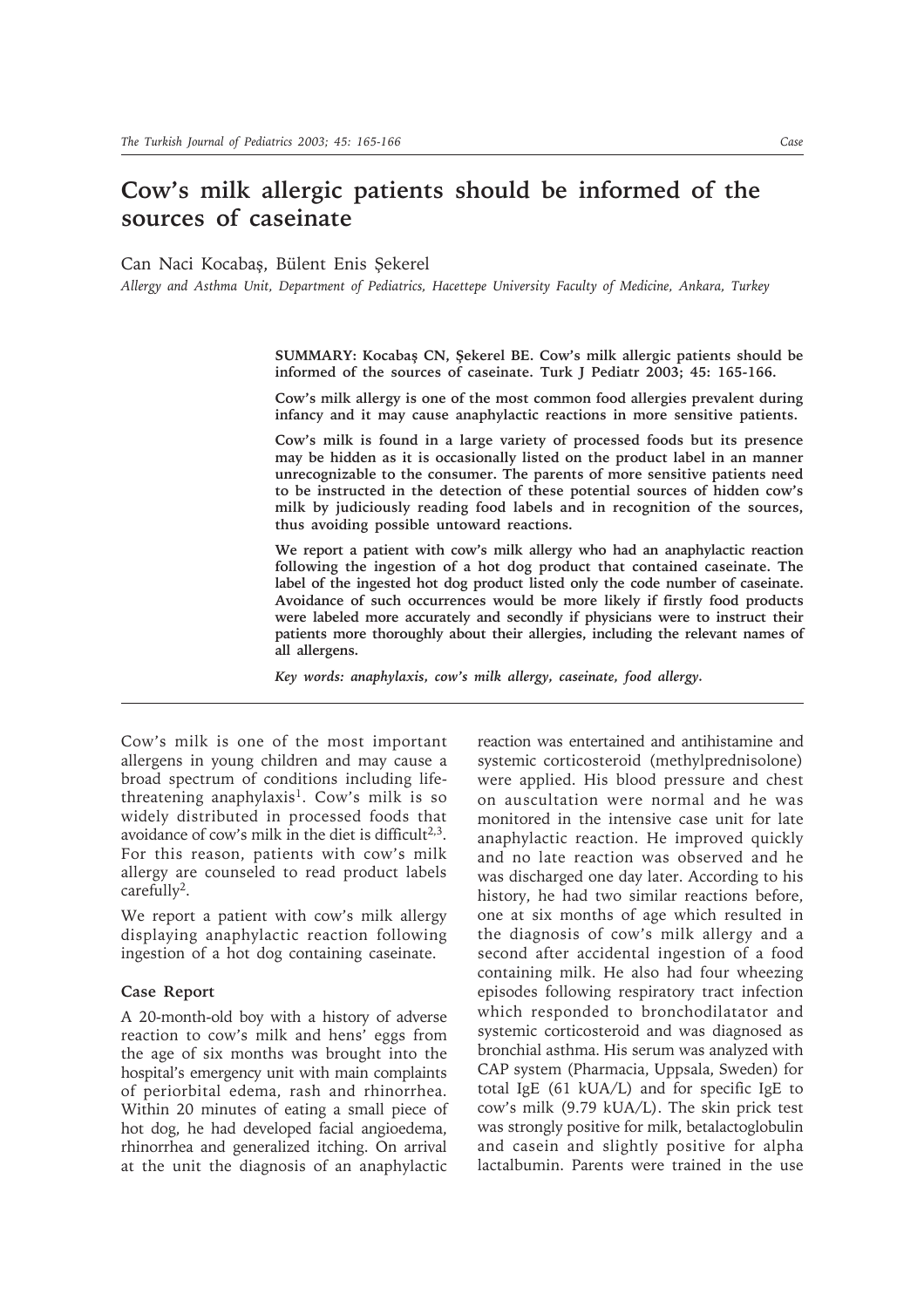# Cow's milk allergic patients should be informed of the sources of caseinate

Can Naci Kocabaş, Bülent Enis Şekerel

*Allergy and Asthma Unit, Department of Pediatrics, Hacettepe University Faculty of Medicine, Ankara, Turkey*

**SUMMARY: Kocabaş CN, Şekerel BE. Cow's milk allergic patients should be informed of the sources of caseinate. Turk J Pediatr 2003; 45: 165-166.**

**Cow's milk allergy is one of the most common food allergies prevalent during infancy and it may cause anaphylactic reactions in more sensitive patients.**

**Cow's milk is found in a large variety of processed foods but its presence may be hidden as it is occasionally listed on the product label in an manner unrecognizable to the consumer. The parents of more sensitive patients need to be instructed in the detection of these potential sources of hidden cow's milk by judiciously reading food labels and in recognition of the sources, thus avoiding possible untoward reactions.**

**We report a patient with cow's milk allergy who had an anaphylactic reaction following the ingestion of a hot dog product that contained caseinate. The label of the ingested hot dog product listed only the code number of caseinate. Avoidance of such occurrences would be more likely if firstly food products were labeled more accurately and secondly if physicians were to instruct their patients more thoroughly about their allergies, including the relevant names of all allergens.**

***Key words: anaphylaxis, cow's milk allergy, caseinate, food allergy.***

Cow's milk is one of the most important allergens in young children and may cause a broad spectrum of conditions including life-threatening anaphylaxis[1]. Cow's milk is so widely distributed in processed foods that avoidance of cow's milk in the diet is difficult[2,3]. For this reason, patients with cow's milk allergy are counseled to read product labels carefully[2].

We report a patient with cow's milk allergy displaying anaphylactic reaction following ingestion of a hot dog containing caseinate.

### Case Report

A 20-month-old boy with a history of adverse reaction to cow's milk and hens' eggs from the age of six months was brought into the hospital's emergency unit with main complaints of periorbital edema, rash and rhinorrhea. Within 20 minutes of eating a small piece of hot dog, he had developed facial angioedema, rhinorrhea and generalized itching. On arrival at the unit the diagnosis of an anaphylactic reaction was entertained and antihistamine and systemic corticosteroid (methylprednisolone) were applied. His blood pressure and chest on auscultation were normal and he was monitored in the intensive case unit for late anaphylactic reaction. He improved quickly and no late reaction was observed and he was discharged one day later. According to his history, he had two similar reactions before, one at six months of age which resulted in the diagnosis of cow's milk allergy and a second after accidental ingestion of a food containing milk. He also had four wheezing episodes following respiratory tract infection which responded to bronchodilatator and systemic corticosteroid and was diagnosed as bronchial asthma. His serum was analyzed with CAP system (Pharmacia, Uppsala, Sweden) for total IgE (61 kUA/L) and for specific IgE to cow's milk (9.79 kUA/L). The skin prick test was strongly positive for milk, betalactoglobulin and casein and slightly positive for alpha lactalbumin. Parents were trained in the use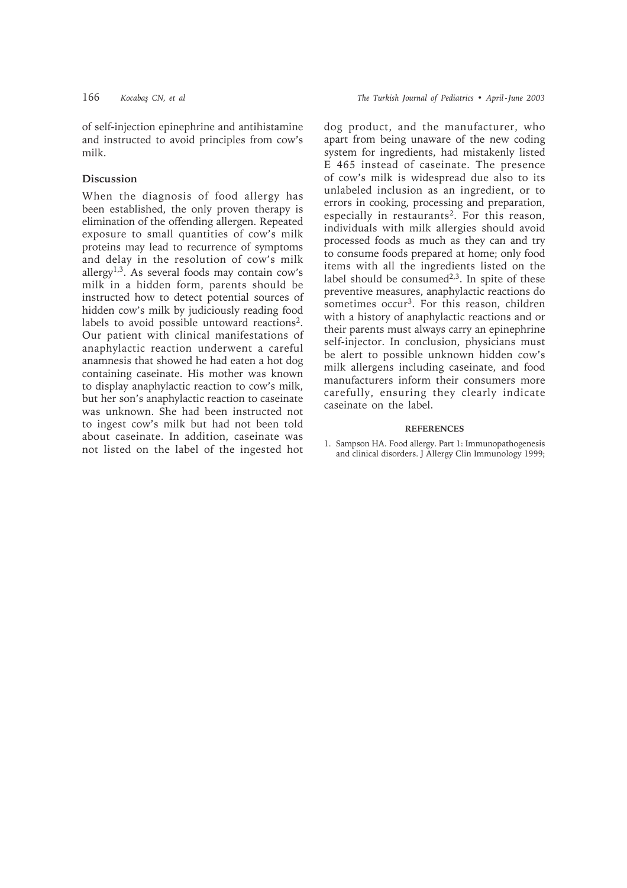of self-injection epinephrine and antihistamine and instructed to avoid principles from cow's milk.

## Discussion

When the diagnosis of food allergy has been established, the only proven therapy is elimination of the offending allergen. Repeated exposure to small quantities of cow's milk proteins may lead to recurrence of symptoms and delay in the resolution of cow's milk allergy[1,3]. As several foods may contain cow's milk in a hidden form, parents should be instructed how to detect potential sources of hidden cow's milk by judiciously reading food labels to avoid possible untoward reactions[2]. Our patient with clinical manifestations of anaphylactic reaction underwent a careful anamnesis that showed he had eaten a hot dog containing caseinate. His mother was known to display anaphylactic reaction to cow's milk, but her son's anaphylactic reaction to caseinate was unknown. She had been instructed not to ingest cow's milk but had not been told about caseinate. In addition, caseinate was not listed on the label of the ingested hot dog product, and the manufacturer, who apart from being unaware of the new coding system for ingredients, had mistakenly listed E 465 instead of caseinate. The presence of cow's milk is widespread due also to its unlabeled inclusion as an ingredient, or to errors in cooking, processing and preparation, especially in restaurants[2]. For this reason, individuals with milk allergies should avoid processed foods as much as they can and try to consume foods prepared at home; only food items with all the ingredients listed on the label should be consumed[2,3]. In spite of these preventive measures, anaphylactic reactions do sometimes occur[3]. For this reason, children with a history of anaphylactic reactions and or their parents must always carry an epinephrine self-injector. In conclusion, physicians must be alert to possible unknown hidden cow's milk allergens including caseinate, and food manufacturers inform their consumers more carefully, ensuring they clearly indicate caseinate on the label.

## REFERENCES

1. Sampson HA. Food allergy. Part 1: Immunopathogenesis and clinical disorders. J Allergy Clin Immunology 1999;